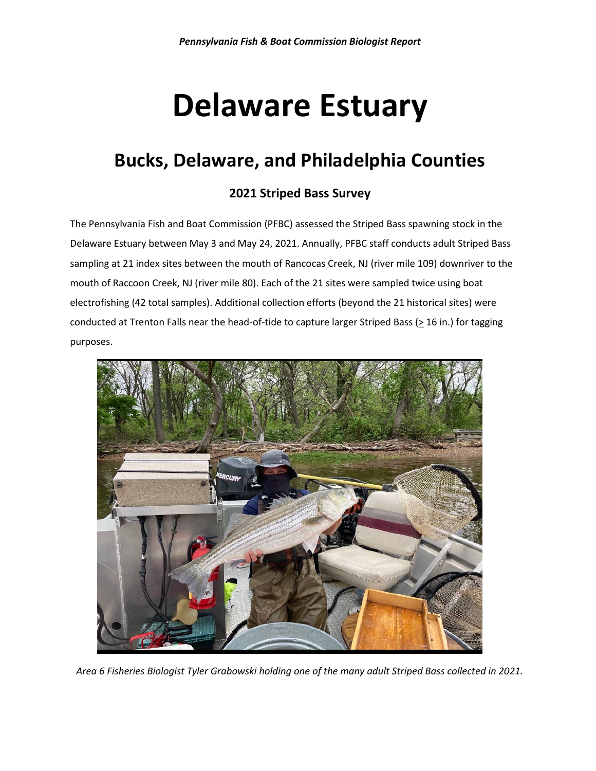# Delaware Estuary

## Bucks, Delaware, and Philadelphia Counties

### 2021 Striped Bass Survey

The Pennsylvania Fish and Boat Commission (PFBC) assessed the Striped Bass spawning stock in the Delaware Estuary between May 3 and May 24, 2021. Annually, PFBC staff conducts adult Striped Bass sampling at 21 index sites between the mouth of Rancocas Creek, NJ (river mile 109) downriver to the mouth of Raccoon Creek, NJ (river mile 80). Each of the 21 sites were sampled twice using boat electrofishing (42 total samples). Additional collection efforts (beyond the 21 historical sites) were conducted at Trenton Falls near the head-of-tide to capture larger Striped Bass (≥ 16 in.) for tagging purposes.

*Area 6 Fisheries Biologist Tyler Grabowski holding one of the many adult Striped Bass collected in 2021.*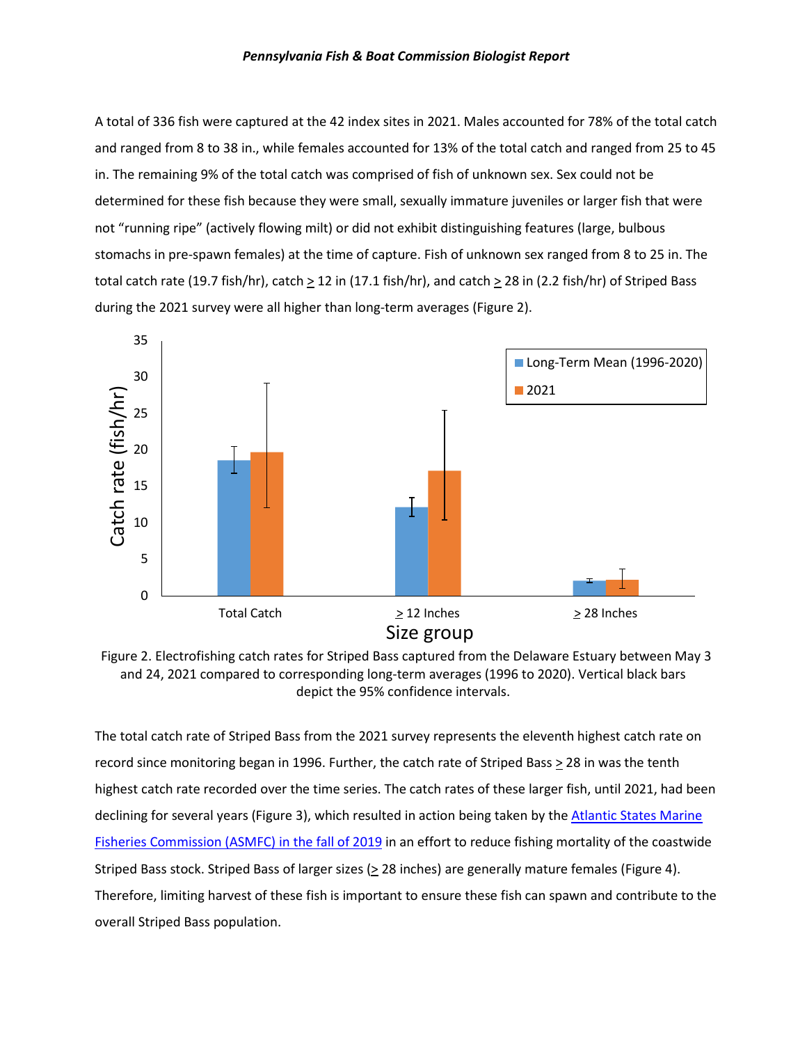A total of 336 fish were captured at the 42 index sites in 2021. Males accounted for 78% of the total catch and ranged from 8 to 38 in., while females accounted for 13% of the total catch and ranged from 25 to 45 in. The remaining 9% of the total catch was comprised of fish of unknown sex. Sex could not be determined for these fish because they were small, sexually immature juveniles or larger fish that were not "running ripe" (actively flowing milt) or did not exhibit distinguishing features (large, bulbous stomachs in pre-spawn females) at the time of capture. Fish of unknown sex ranged from 8 to 25 in. The total catch rate (19.7 fish/hr), catch ≥ 12 in (17.1 fish/hr), and catch ≥ 28 in (2.2 fish/hr) of Striped Bass during the 2021 survey were all higher than long-term averages (Figure 2).

Figure 2. Electrofishing catch rates for Striped Bass captured from the Delaware Estuary between May 3 and 24, 2021 compared to corresponding long-term averages (1996 to 2020). Vertical black bars depict the 95% confidence intervals.

The total catch rate of Striped Bass from the 2021 survey represents the eleventh highest catch rate on record since monitoring began in 1996. Further, the catch rate of Striped Bass ≥ 28 in was the tenth highest catch rate recorded over the time series. The catch rates of these larger fish, until 2021, had been declining for several years (Figure 3), which resulted in action being taken by the Atlantic States Marine Fisheries Commission (ASMFC) in the fall of 2019 in an effort to reduce fishing mortality of the coastwide Striped Bass stock. Striped Bass of larger sizes (≥ 28 inches) are generally mature females (Figure 4). Therefore, limiting harvest of these fish is important to ensure these fish can spawn and contribute to the overall Striped Bass population.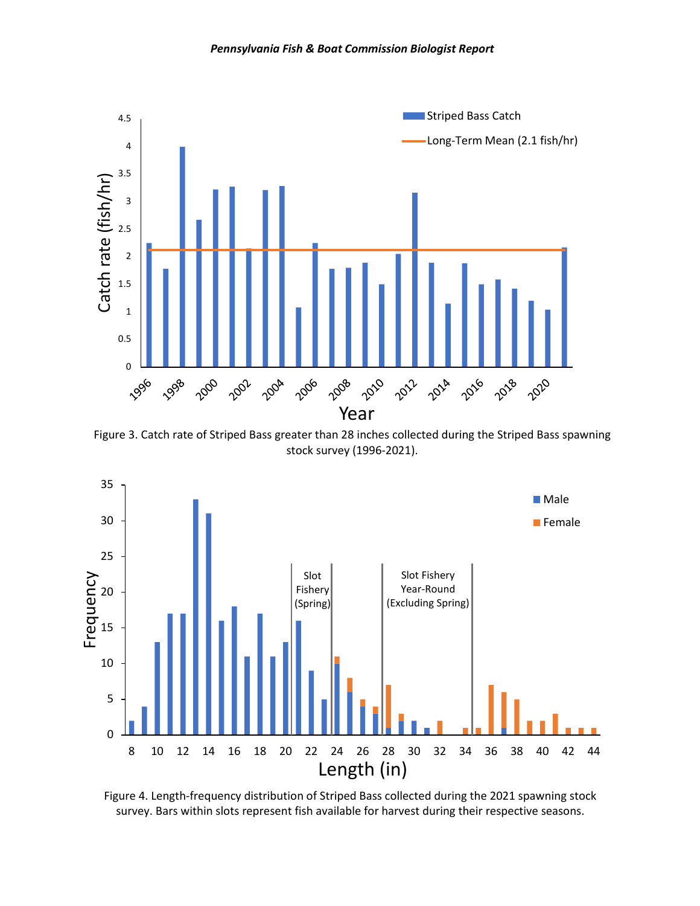Figure 3. Catch rate of Striped Bass greater than 28 inches collected during the Striped Bass spawning stock survey (1996-2021).

Figure 4. Length-frequency distribution of Striped Bass collected during the 2021 spawning stock survey. Bars within slots represent fish available for harvest during their respective seasons.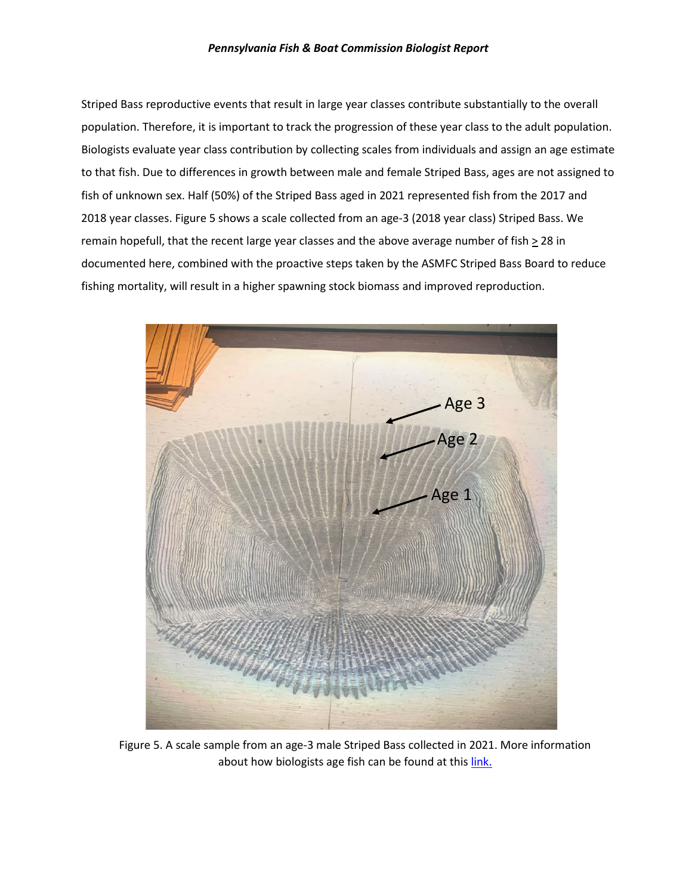Striped Bass reproductive events that result in large year classes contribute substantially to the overall population. Therefore, it is important to track the progression of these year class to the adult population. Biologists evaluate year class contribution by collecting scales from individuals and assign an age estimate to that fish. Due to differences in growth between male and female Striped Bass, ages are not assigned to fish of unknown sex. Half (50%) of the Striped Bass aged in 2021 represented fish from the 2017 and 2018 year classes. Figure 5 shows a scale collected from an age-3 (2018 year class) Striped Bass. We remain hopefull, that the recent large year classes and the above average number of fish ≥ 28 in documented here, combined with the proactive steps taken by the ASMFC Striped Bass Board to reduce fishing mortality, will result in a higher spawning stock biomass and improved reproduction.

Figure 5. A scale sample from an age-3 male Striped Bass collected in 2021. More information about how biologists age fish can be found at this link.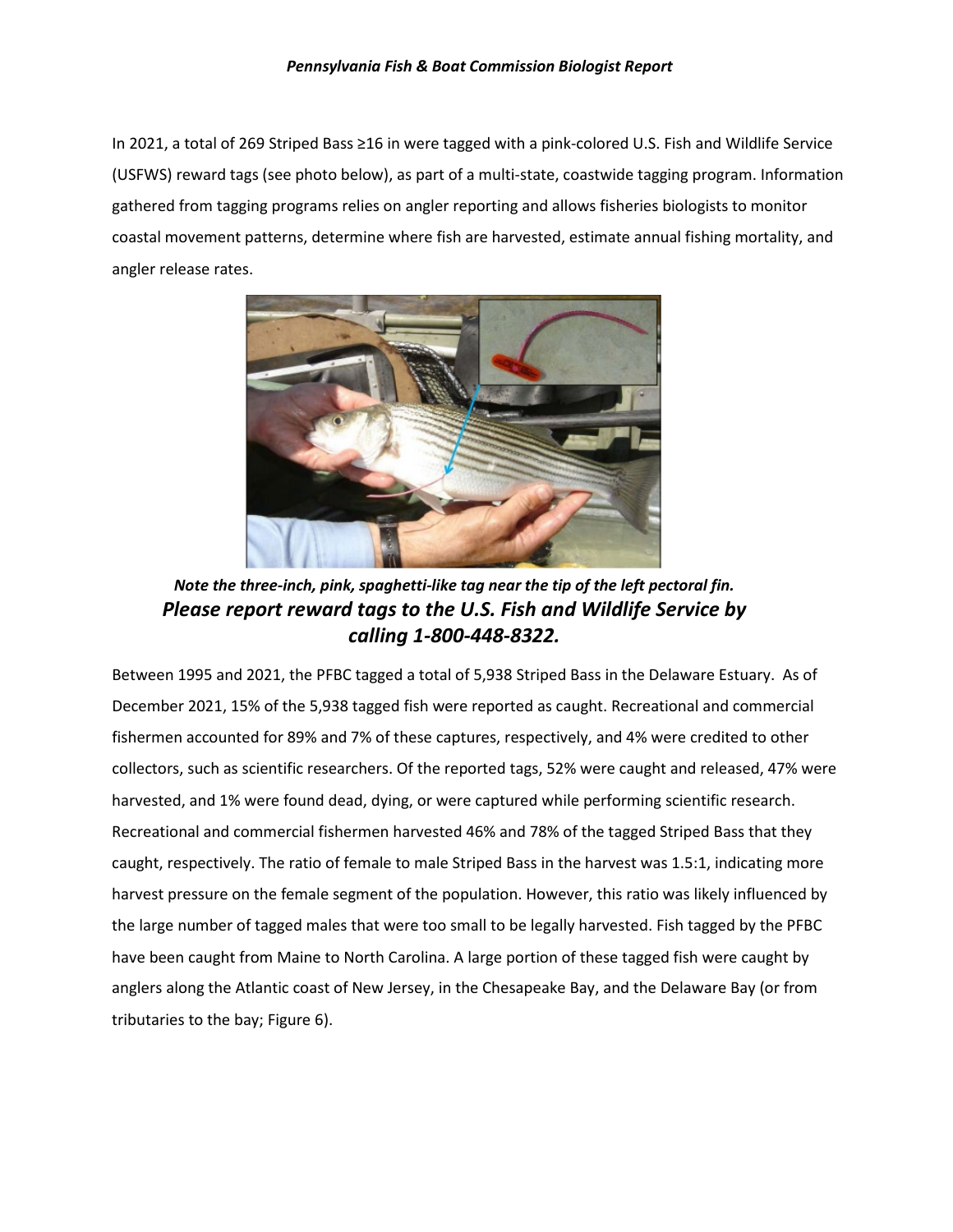In 2021, a total of 269 Striped Bass ≥16 in were tagged with a pink-colored U.S. Fish and Wildlife Service (USFWS) reward tags (see photo below), as part of a multi-state, coastwide tagging program. Information gathered from tagging programs relies on angler reporting and allows fisheries biologists to monitor coastal movement patterns, determine where fish are harvested, estimate annual fishing mortality, and angler release rates.

***Note the three-inch, pink, spaghetti-like tag near the tip of the left pectoral fin.***

***Please report reward tags to the U.S. Fish and Wildlife Service by calling 1-800-448-8322.***

Between 1995 and 2021, the PFBC tagged a total of 5,938 Striped Bass in the Delaware Estuary. As of December 2021, 15% of the 5,938 tagged fish were reported as caught. Recreational and commercial fishermen accounted for 89% and 7% of these captures, respectively, and 4% were credited to other collectors, such as scientific researchers. Of the reported tags, 52% were caught and released, 47% were harvested, and 1% were found dead, dying, or were captured while performing scientific research. Recreational and commercial fishermen harvested 46% and 78% of the tagged Striped Bass that they caught, respectively. The ratio of female to male Striped Bass in the harvest was 1.5:1, indicating more harvest pressure on the female segment of the population. However, this ratio was likely influenced by the large number of tagged males that were too small to be legally harvested. Fish tagged by the PFBC have been caught from Maine to North Carolina. A large portion of these tagged fish were caught by anglers along the Atlantic coast of New Jersey, in the Chesapeake Bay, and the Delaware Bay (or from tributaries to the bay; Figure 6).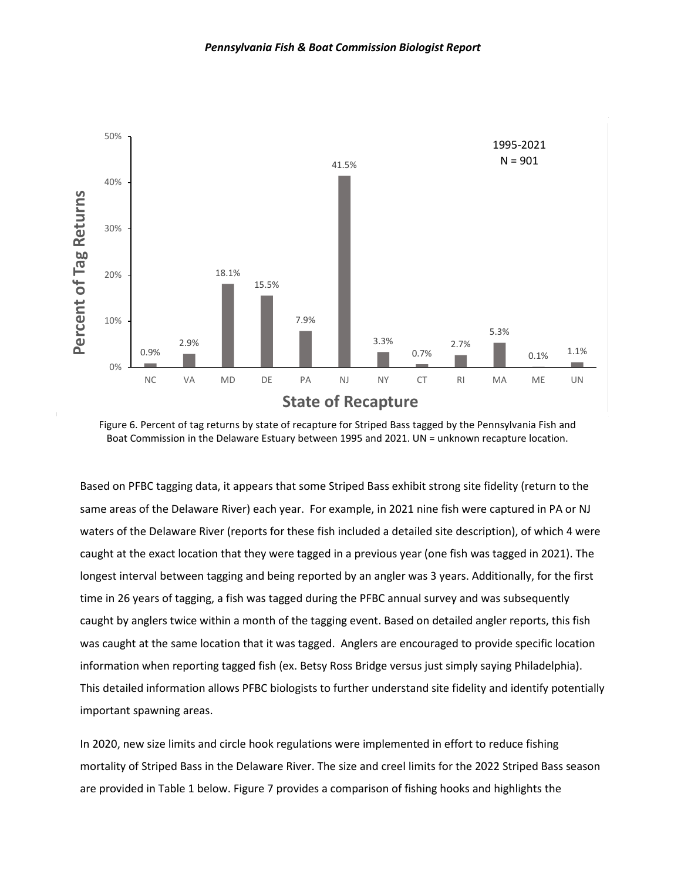Figure 6. Percent of tag returns by state of recapture for Striped Bass tagged by the Pennsylvania Fish and Boat Commission in the Delaware Estuary between 1995 and 2021. UN = unknown recapture location.

Based on PFBC tagging data, it appears that some Striped Bass exhibit strong site fidelity (return to the same areas of the Delaware River) each year. For example, in 2021 nine fish were captured in PA or NJ waters of the Delaware River (reports for these fish included a detailed site description), of which 4 were caught at the exact location that they were tagged in a previous year (one fish was tagged in 2021). The longest interval between tagging and being reported by an angler was 3 years. Additionally, for the first time in 26 years of tagging, a fish was tagged during the PFBC annual survey and was subsequently caught by anglers twice within a month of the tagging event. Based on detailed angler reports, this fish was caught at the same location that it was tagged. Anglers are encouraged to provide specific location information when reporting tagged fish (ex. Betsy Ross Bridge versus just simply saying Philadelphia). This detailed information allows PFBC biologists to further understand site fidelity and identify potentially important spawning areas.

In 2020, new size limits and circle hook regulations were implemented in effort to reduce fishing mortality of Striped Bass in the Delaware River. The size and creel limits for the 2022 Striped Bass season are provided in Table 1 below. Figure 7 provides a comparison of fishing hooks and highlights the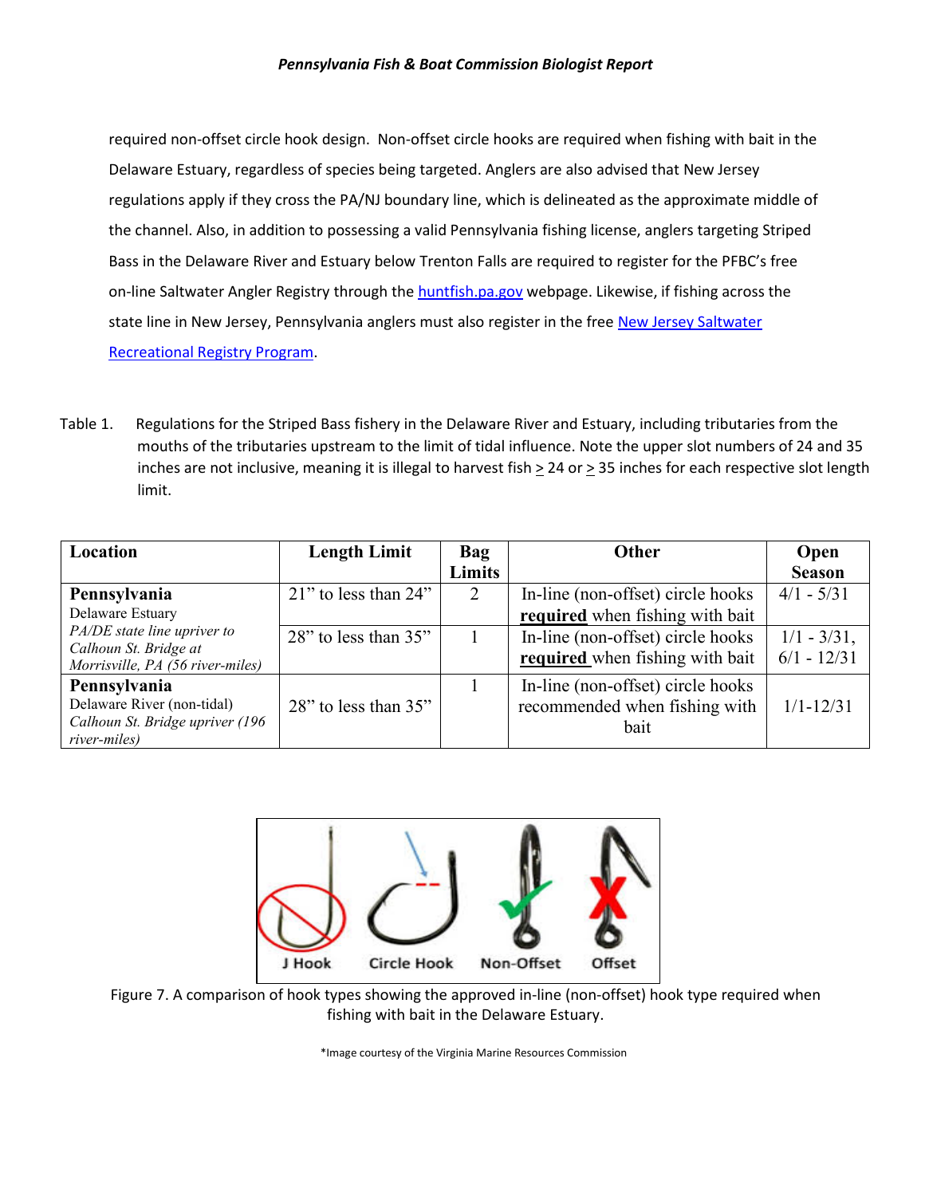required non-offset circle hook design. Non-offset circle hooks are required when fishing with bait in the Delaware Estuary, regardless of species being targeted. Anglers are also advised that New Jersey regulations apply if they cross the PA/NJ boundary line, which is delineated as the approximate middle of the channel. Also, in addition to possessing a valid Pennsylvania fishing license, anglers targeting Striped Bass in the Delaware River and Estuary below Trenton Falls are required to register for the PFBC's free on-line Saltwater Angler Registry through the [huntfish.pa.gov](huntfish.pa.gov) webpage. Likewise, if fishing across the state line in New Jersey, Pennsylvania anglers must also register in the free [New Jersey Saltwater Recreational Registry Program](New Jersey Saltwater Recreational Registry Program).

Table 1. Regulations for the Striped Bass fishery in the Delaware River and Estuary, including tributaries from the mouths of the tributaries upstream to the limit of tidal influence. Note the upper slot numbers of 24 and 35 inches are not inclusive, meaning it is illegal to harvest fish ≥ 24 or ≥ 35 inches for each respective slot length limit.

| Location | Length Limit | Bag Limits | Other | Open Season |
|---|---|---|---|---|
| **Pennsylvania** Delaware Estuary *PA/DE state line upriver to Calhoun St. Bridge at Morrisville, PA (56 river-miles)* | 21" to less than 24" | 2 | In-line (non-offset) circle hooks **required** when fishing with bait | 4/1 - 5/31 |
| | 28" to less than 35" | 1 | In-line (non-offset) circle hooks **required** when fishing with bait | 1/1 - 3/31, 6/1 - 12/31 |
| **Pennsylvania** Delaware River (non-tidal) *Calhoun St. Bridge upriver (196 river-miles)* | 28" to less than 35" | 1 | In-line (non-offset) circle hooks recommended when fishing with bait | 1/1-12/31 |

Figure 7. A comparison of hook types showing the approved in-line (non-offset) hook type required when fishing with bait in the Delaware Estuary.

*Image courtesy of the Virginia Marine Resources Commission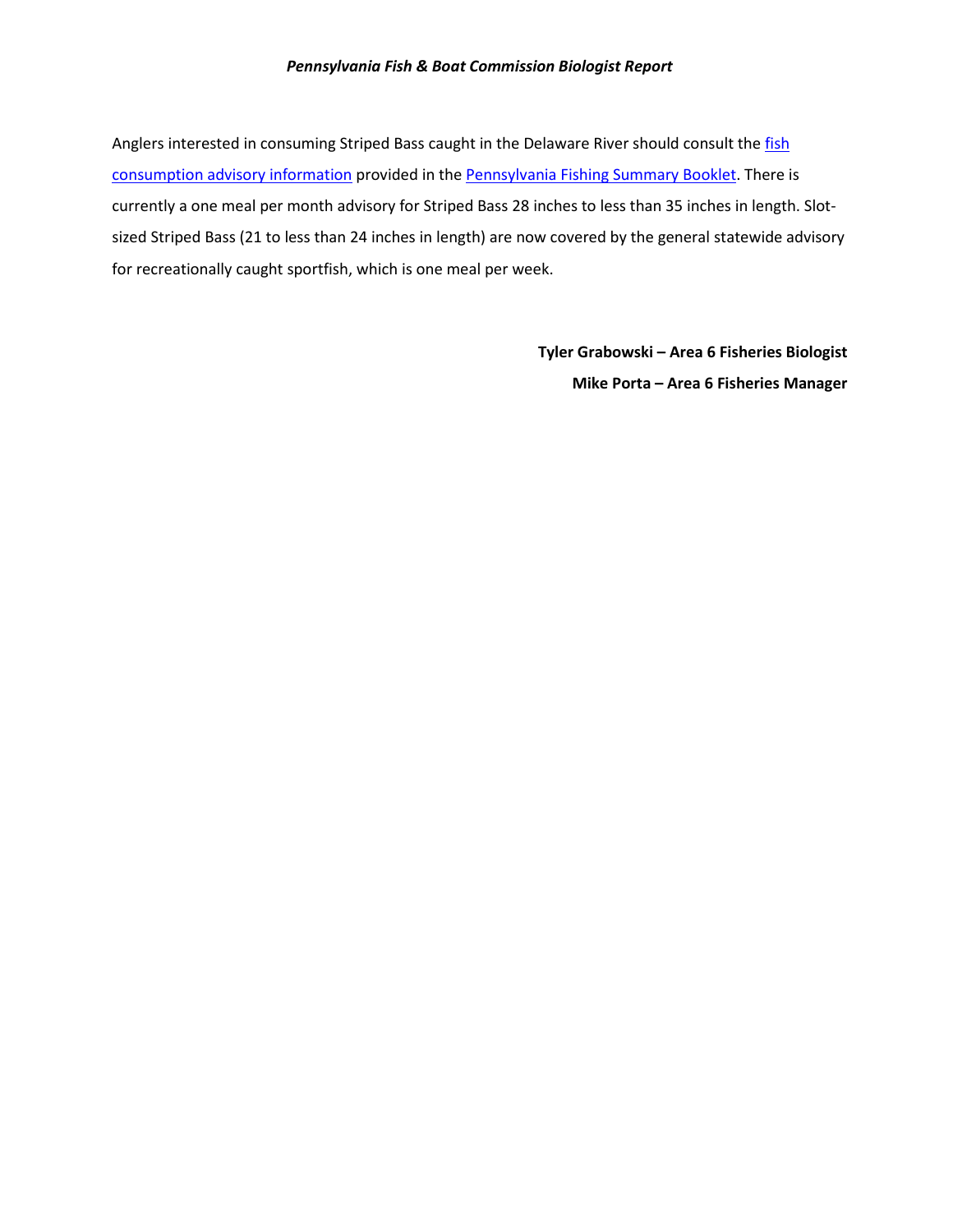Anglers interested in consuming Striped Bass caught in the Delaware River should consult the fish consumption advisory information provided in the Pennsylvania Fishing Summary Booklet. There is currently a one meal per month advisory for Striped Bass 28 inches to less than 35 inches in length. Slot-sized Striped Bass (21 to less than 24 inches in length) are now covered by the general statewide advisory for recreationally caught sportfish, which is one meal per week.

**Tyler Grabowski – Area 6 Fisheries Biologist**
**Mike Porta – Area 6 Fisheries Manager**